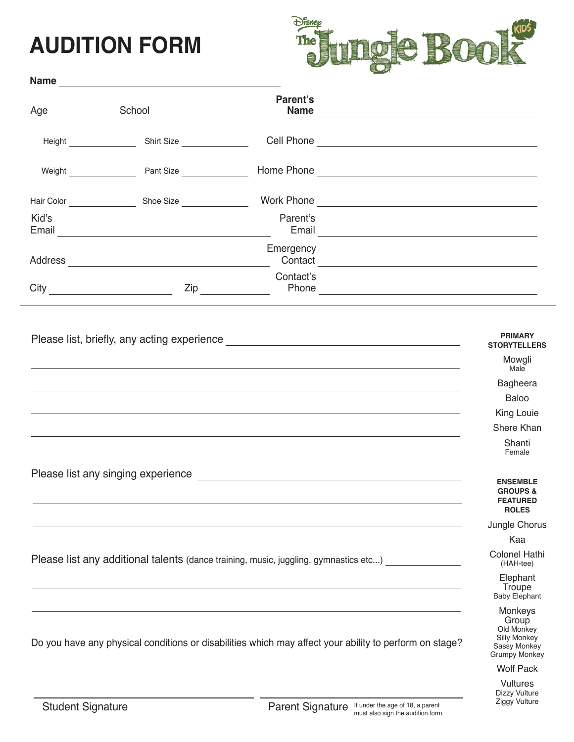# AUDITION FORM

**Disney The Jungle Book KIDS**

**Name** ______________________________

Age __________ School ____________________

**Parent's Name** ______________________________

Height __________ Shirt Size __________

Cell Phone ______________________________

Weight __________ Pant Size __________

Home Phone ______________________________

Hair Color __________ Shoe Size __________

Work Phone ______________________________

Kid's Email ______________________________

Parent's Email ______________________________

Address ______________________________

Emergency Contact ______________________________

City ____________________ Zip __________

Contact's Phone ______________________________

---

Please list, briefly, any acting experience ______________________________

______________________________

______________________________

______________________________

______________________________

Please list any singing experience ______________________________

______________________________

______________________________

Please list any additional talents (dance training, music, juggling, gymnastics etc...) __________

______________________________

______________________________

Do you have any physical conditions or disabilities which may affect your ability to perform on stage?

______________________________ Student Signature

______________________________ Parent Signature — If under the age of 18, a parent must also sign the audition form.

**PRIMARY STORYTELLERS**

- Mowgli (Male)
- Bagheera
- Baloo
- King Louie
- Shere Khan
- Shanti (Female)

**ENSEMBLE GROUPS & FEATURED ROLES**

- Jungle Chorus
- Kaa
- Colonel Hathi (HAH-tee)
- Elephant Troupe
  - Baby Elephant
- Monkeys Group
  - Old Monkey
  - Silly Monkey
  - Sassy Monkey
  - Grumpy Monkey
- Wolf Pack
- Vultures
  - Dizzy Vulture
  - Ziggy Vulture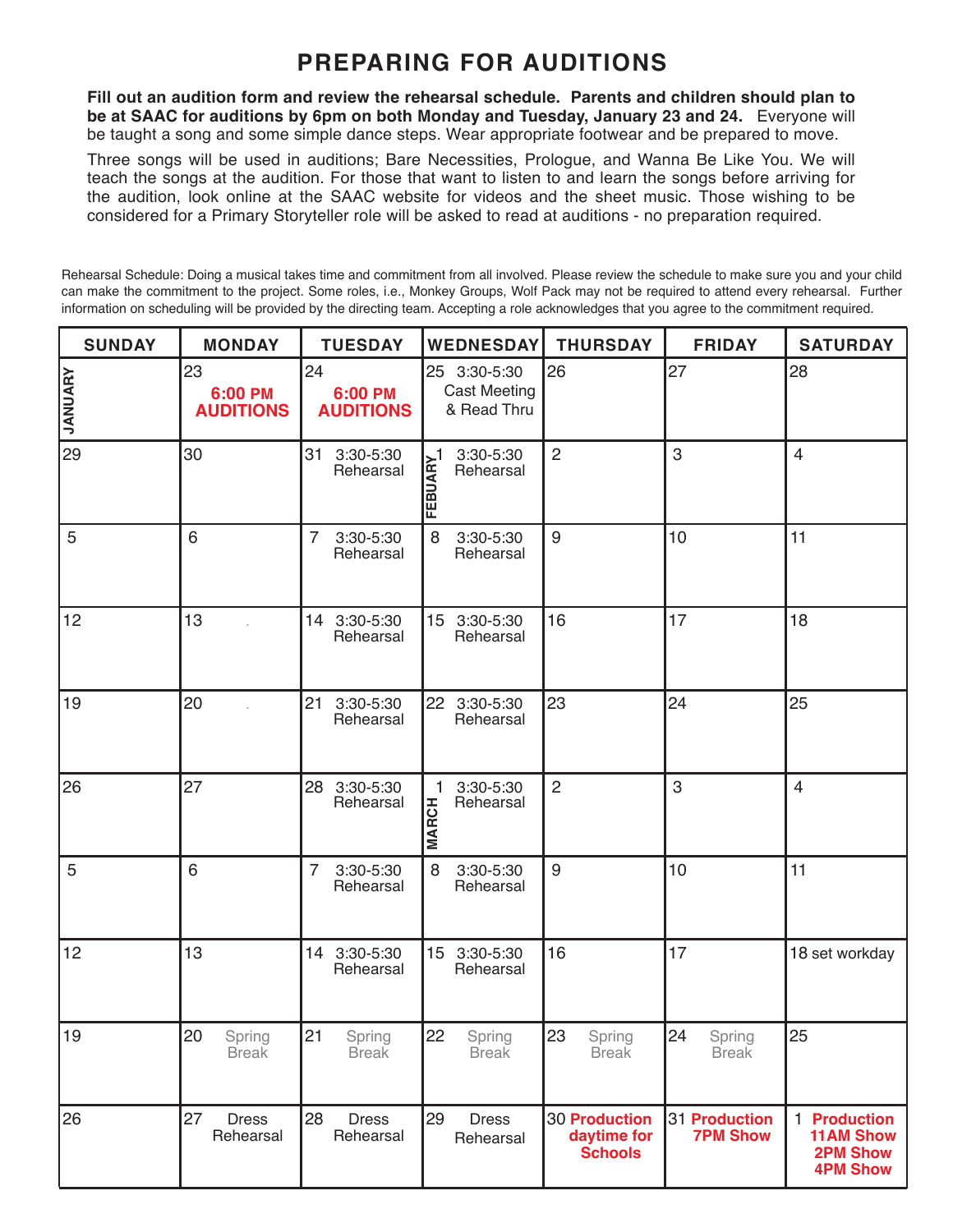# PREPARING FOR AUDITIONS

**Fill out an audition form and review the rehearsal schedule. Parents and children should plan to be at SAAC for auditions by 6pm on both Monday and Tuesday, January 23 and 24.** Everyone will be taught a song and some simple dance steps. Wear appropriate footwear and be prepared to move.

Three songs will be used in auditions; Bare Necessities, Prologue, and Wanna Be Like You. We will teach the songs at the audition. For those that want to listen to and learn the songs before arriving for the audition, look online at the SAAC website for videos and the sheet music. Those wishing to be considered for a Primary Storyteller role will be asked to read at auditions - no preparation required.

Rehearsal Schedule: Doing a musical takes time and commitment from all involved. Please review the schedule to make sure you and your child can make the commitment to the project. Some roles, i.e., Monkey Groups, Wolf Pack may not be required to attend every rehearsal. Further information on scheduling will be provided by the directing team. Accepting a role acknowledges that you agree to the commitment required.

| SUNDAY | MONDAY | TUESDAY | WEDNESDAY | THURSDAY | FRIDAY | SATURDAY |
|---|---|---|---|---|---|---|
| JANUARY | 23 **6:00 PM AUDITIONS** | 24 **6:00 PM AUDITIONS** | 25 3:30-5:30 Cast Meeting & Read Thru | 26 | 27 | 28 |
| 29 | 30 | 31 3:30-5:30 Rehearsal | FEBUARY 1 3:30-5:30 Rehearsal | 2 | 3 | 4 |
| 5 | 6 | 7 3:30-5:30 Rehearsal | 8 3:30-5:30 Rehearsal | 9 | 10 | 11 |
| 12 | 13 | 14 3:30-5:30 Rehearsal | 15 3:30-5:30 Rehearsal | 16 | 17 | 18 |
| 19 | 20 | 21 3:30-5:30 Rehearsal | 22 3:30-5:30 Rehearsal | 23 | 24 | 25 |
| 26 | 27 | 28 3:30-5:30 Rehearsal | MARCH 1 3:30-5:30 Rehearsal | 2 | 3 | 4 |
| 5 | 6 | 7 3:30-5:30 Rehearsal | 8 3:30-5:30 Rehearsal | 9 | 10 | 11 |
| 12 | 13 | 14 3:30-5:30 Rehearsal | 15 3:30-5:30 Rehearsal | 16 | 17 | 18 set workday |
| 19 | 20 Spring Break | 21 Spring Break | 22 Spring Break | 23 Spring Break | 24 Spring Break | 25 |
| 26 | 27 Dress Rehearsal | 28 Dress Rehearsal | 29 Dress Rehearsal | 30 **Production daytime for Schools** | 31 **Production 7PM Show** | 1 **Production 11AM Show 2PM Show 4PM Show** |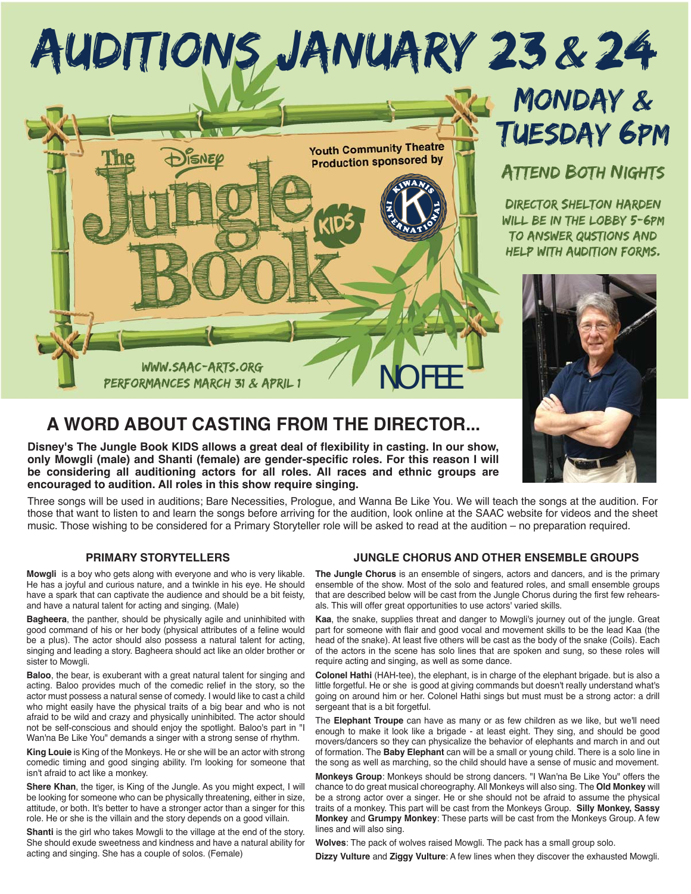# AUDITIONS JANUARY 23 & 24

## MONDAY & TUESDAY 6PM

### ATTEND BOTH NIGHTS

DIRECTOR SHELTON HARDEN WILL BE IN THE LOBBY 5-6PM TO ANSWER QUSTIONS AND HELP WITH AUDITION FORMS.

The Disney Jungle Book KIDS

Youth Community Theatre Production sponsored by Kiwanis International

WWW.SAAC-ARTS.ORG
PERFORMANCES MARCH 31 & APRIL 1

NO FEE

## A WORD ABOUT CASTING FROM THE DIRECTOR...

**Disney's The Jungle Book KIDS allows a great deal of flexibility in casting. In our show, only Mowgli (male) and Shanti (female) are gender-specific roles. For this reason I will be considering all auditioning actors for all roles. All races and ethnic groups are encouraged to audition. All roles in this show require singing.**

Three songs will be used in auditions; Bare Necessities, Prologue, and Wanna Be Like You. We will teach the songs at the audition. For those that want to listen to and learn the songs before arriving for the audition, look online at the SAAC website for videos and the sheet music. Those wishing to be considered for a Primary Storyteller role will be asked to read at the audition – no preparation required.

### PRIMARY STORYTELLERS

**Mowgli** is a boy who gets along with everyone and who is very likable. He has a joyful and curious nature, and a twinkle in his eye. He should have a spark that can captivate the audience and should be a bit feisty, and have a natural talent for acting and singing. (Male)

**Bagheera**, the panther, should be physically agile and uninhibited with good command of his or her body (physical attributes of a feline would be a plus). The actor should also possess a natural talent for acting, singing and leading a story. Bagheera should act like an older brother or sister to Mowgli.

**Baloo**, the bear, is exuberant with a great natural talent for singing and acting. Baloo provides much of the comedic relief in the story, so the actor must possess a natural sense of comedy. I would like to cast a child who might easily have the physical traits of a big bear and who is not afraid to be wild and crazy and physically uninhibited. The actor should not be self-conscious and should enjoy the spotlight. Baloo's part in "I Wan'na Be Like You" demands a singer with a strong sense of rhythm.

**King Louie** is King of the Monkeys. He or she will be an actor with strong comedic timing and good singing ability. I'm looking for someone that isn't afraid to act like a monkey.

**Shere Khan**, the tiger, is King of the Jungle. As you might expect, I will be looking for someone who can be physically threatening, either in size, attitude, or both. It's better to have a stronger actor than a singer for this role. He or she is the villain and the story depends on a good villain.

**Shanti** is the girl who takes Mowgli to the village at the end of the story. She should exude sweetness and kindness and have a natural ability for acting and singing. She has a couple of solos. (Female)

### JUNGLE CHORUS AND OTHER ENSEMBLE GROUPS

**The Jungle Chorus** is an ensemble of singers, actors and dancers, and is the primary ensemble of the show. Most of the solo and featured roles, and small ensemble groups that are described below will be cast from the Jungle Chorus during the first few rehearsals. This will offer great opportunities to use actors' varied skills.

**Kaa**, the snake, supplies threat and danger to Mowgli's journey out of the jungle. Great part for someone with flair and good vocal and movement skills to be the lead Kaa (the head of the snake). At least five others will be cast as the body of the snake (Coils). Each of the actors in the scene has solo lines that are spoken and sung, so these roles will require acting and singing, as well as some dance.

**Colonel Hathi** (HAH-tee), the elephant, is in charge of the elephant brigade. but is also a little forgetful. He or she is good at giving commands but doesn't really understand what's going on around him or her. Colonel Hathi sings but must must be a strong actor: a drill sergeant that is a bit forgetful.

The **Elephant Troupe** can have as many or as few children as we like, but we'll need enough to make it look like a brigade - at least eight. They sing, and should be good movers/dancers so they can physicalize the behavior of elephants and march in and out of formation. The **Baby Elephant** can will be a small or young child. There is a solo line in the song as well as marching, so the child should have a sense of music and movement.

**Monkeys Group**: Monkeys should be strong dancers. "I Wan'na Be Like You" offers the chance to do great musical choreography. All Monkeys will also sing. The **Old Monkey** will be a strong actor over a singer. He or she should not be afraid to assume the physical traits of a monkey. This part will be cast from the Monkeys Group. **Silly Monkey, Sassy Monkey** and **Grumpy Monkey**: These parts will be cast from the Monkeys Group. A few lines and will also sing.

**Wolves**: The pack of wolves raised Mowgli. The pack has a small group solo.

**Dizzy Vulture** and **Ziggy Vulture**: A few lines when they discover the exhausted Mowgli.